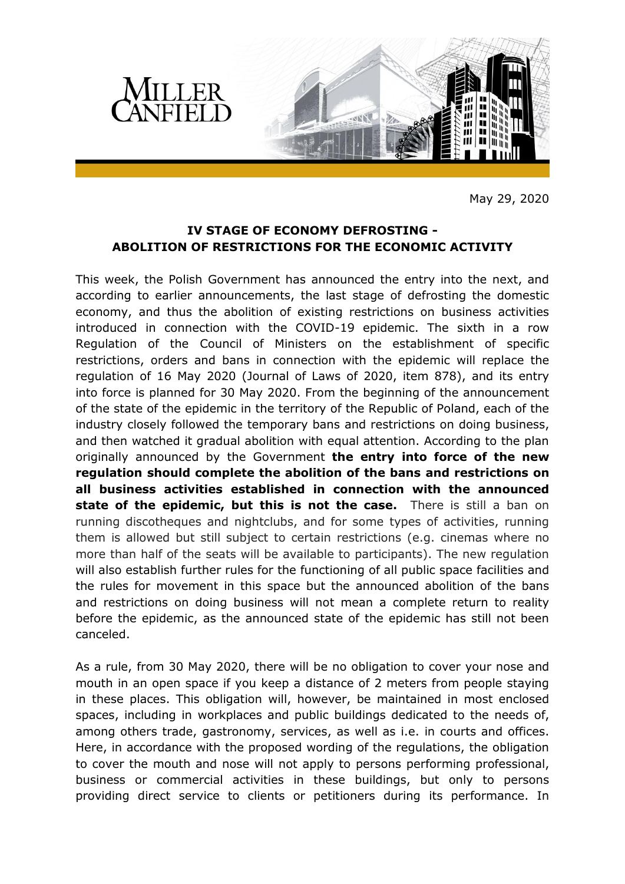May 29, 2020

## IV STAGE OF ECONOMY DEFROSTING - ABOLITION OF RESTRICTIONS FOR THE ECONOMIC ACTIVITY

This week, the Polish Government has announced the entry into the next, and according to earlier announcements, the last stage of defrosting the domestic economy, and thus the abolition of existing restrictions on business activities introduced in connection with the COVID-19 epidemic. The sixth in a row Regulation of the Council of Ministers on the establishment of specific restrictions, orders and bans in connection with the epidemic will replace the regulation of 16 May 2020 (Journal of Laws of 2020, item 878), and its entry into force is planned for 30 May 2020. From the beginning of the announcement of the state of the epidemic in the territory of the Republic of Poland, each of the industry closely followed the temporary bans and restrictions on doing business, and then watched it gradual abolition with equal attention. According to the plan originally announced by the Government **the entry into force of the new regulation should complete the abolition of the bans and restrictions on all business activities established in connection with the announced state of the epidemic, but this is not the case.** There is still a ban on running discotheques and nightclubs, and for some types of activities, running them is allowed but still subject to certain restrictions (e.g. cinemas where no more than half of the seats will be available to participants). The new regulation will also establish further rules for the functioning of all public space facilities and the rules for movement in this space but the announced abolition of the bans and restrictions on doing business will not mean a complete return to reality before the epidemic, as the announced state of the epidemic has still not been canceled.

As a rule, from 30 May 2020, there will be no obligation to cover your nose and mouth in an open space if you keep a distance of 2 meters from people staying in these places. This obligation will, however, be maintained in most enclosed spaces, including in workplaces and public buildings dedicated to the needs of, among others trade, gastronomy, services, as well as i.e. in courts and offices. Here, in accordance with the proposed wording of the regulations, the obligation to cover the mouth and nose will not apply to persons performing professional, business or commercial activities in these buildings, but only to persons providing direct service to clients or petitioners during its performance. In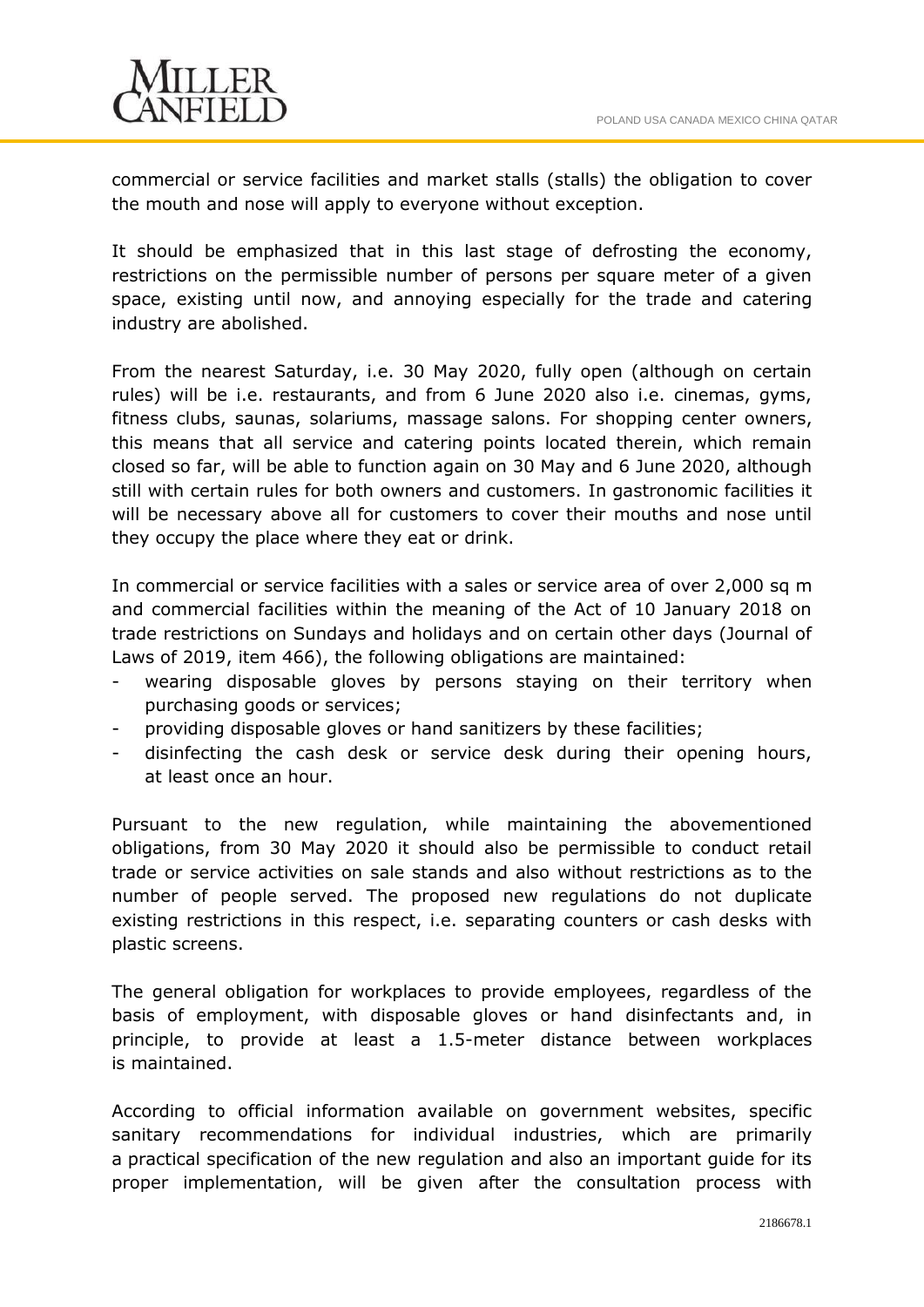commercial or service facilities and market stalls (stalls) the obligation to cover the mouth and nose will apply to everyone without exception.

It should be emphasized that in this last stage of defrosting the economy, restrictions on the permissible number of persons per square meter of a given space, existing until now, and annoying especially for the trade and catering industry are abolished.

From the nearest Saturday, i.e. 30 May 2020, fully open (although on certain rules) will be i.e. restaurants, and from 6 June 2020 also i.e. cinemas, gyms, fitness clubs, saunas, solariums, massage salons. For shopping center owners, this means that all service and catering points located therein, which remain closed so far, will be able to function again on 30 May and 6 June 2020, although still with certain rules for both owners and customers. In gastronomic facilities it will be necessary above all for customers to cover their mouths and nose until they occupy the place where they eat or drink.

In commercial or service facilities with a sales or service area of over 2,000 sq m and commercial facilities within the meaning of the Act of 10 January 2018 on trade restrictions on Sundays and holidays and on certain other days (Journal of Laws of 2019, item 466), the following obligations are maintained:

- wearing disposable gloves by persons staying on their territory when purchasing goods or services;
- providing disposable gloves or hand sanitizers by these facilities;
- disinfecting the cash desk or service desk during their opening hours, at least once an hour.

Pursuant to the new regulation, while maintaining the abovementioned obligations, from 30 May 2020 it should also be permissible to conduct retail trade or service activities on sale stands and also without restrictions as to the number of people served. The proposed new regulations do not duplicate existing restrictions in this respect, i.e. separating counters or cash desks with plastic screens.

The general obligation for workplaces to provide employees, regardless of the basis of employment, with disposable gloves or hand disinfectants and, in principle, to provide at least a 1.5-meter distance between workplaces is maintained.

According to official information available on government websites, specific sanitary recommendations for individual industries, which are primarily a practical specification of the new regulation and also an important guide for its proper implementation, will be given after the consultation process with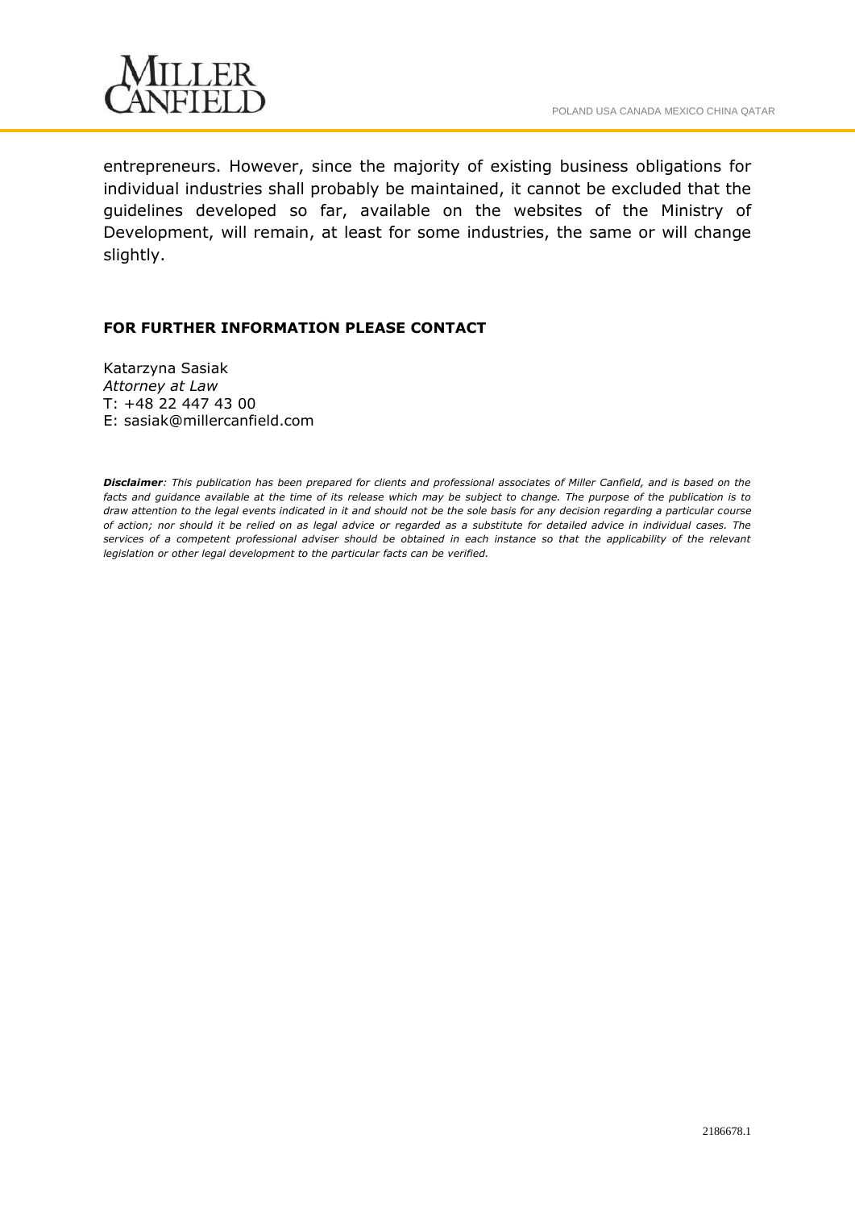entrepreneurs. However, since the majority of existing business obligations for individual industries shall probably be maintained, it cannot be excluded that the guidelines developed so far, available on the websites of the Ministry of Development, will remain, at least for some industries, the same or will change slightly.

**FOR FURTHER INFORMATION PLEASE CONTACT**

Katarzyna Sasiak
*Attorney at Law*
T: +48 22 447 43 00
E: sasiak@millercanfield.com

***Disclaimer****: This publication has been prepared for clients and professional associates of Miller Canfield, and is based on the facts and guidance available at the time of its release which may be subject to change. The purpose of the publication is to draw attention to the legal events indicated in it and should not be the sole basis for any decision regarding a particular course of action; nor should it be relied on as legal advice or regarded as a substitute for detailed advice in individual cases. The services of a competent professional adviser should be obtained in each instance so that the applicability of the relevant legislation or other legal development to the particular facts can be verified.*

2186678.1